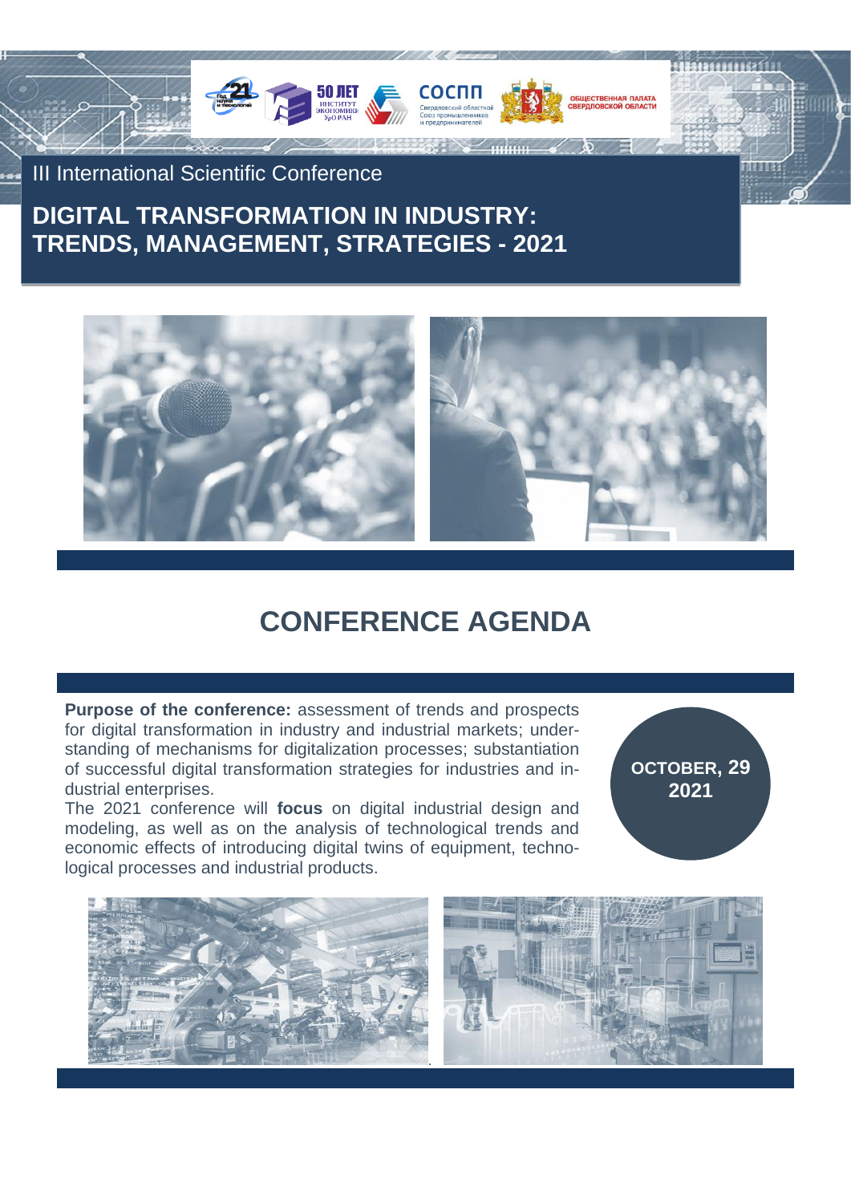III International Scientific Conference

# DIGITAL TRANSFORMATION IN INDUSTRY: TRENDS, MANAGEMENT, STRATEGIES - 2021

## CONFERENCE AGENDA

**Purpose of the conference:** assessment of trends and prospects for digital transformation in industry and industrial markets; understanding of mechanisms for digitalization processes; substantiation of successful digital transformation strategies for industries and industrial enterprises.

The 2021 conference will **focus** on digital industrial design and modeling, as well as on the analysis of technological trends and economic effects of introducing digital twins of equipment, technological processes and industrial products.

**OCTOBER, 29 2021**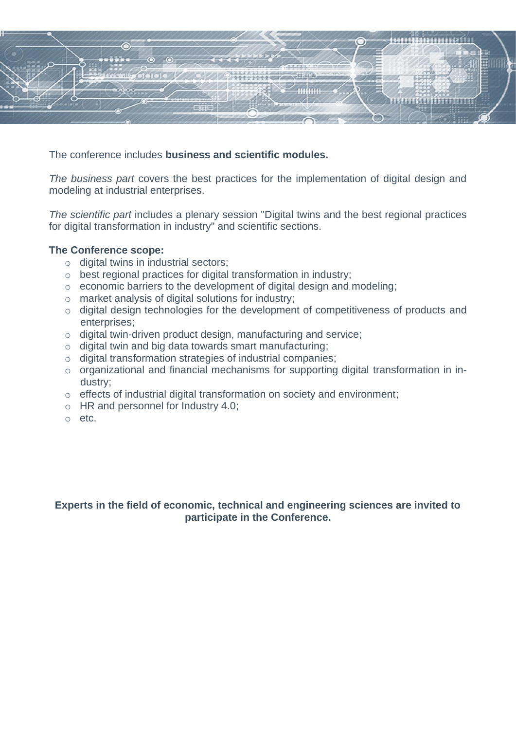The conference includes **business and scientific modules.**

*The business part* covers the best practices for the implementation of digital design and modeling at industrial enterprises.

*The scientific part* includes a plenary session "Digital twins and the best regional practices for digital transformation in industry" and scientific sections.

**The Conference scope:**

- digital twins in industrial sectors;
- best regional practices for digital transformation in industry;
- economic barriers to the development of digital design and modeling;
- market analysis of digital solutions for industry;
- digital design technologies for the development of competitiveness of products and enterprises;
- digital twin-driven product design, manufacturing and service;
- digital twin and big data towards smart manufacturing;
- digital transformation strategies of industrial companies;
- organizational and financial mechanisms for supporting digital transformation in industry;
- effects of industrial digital transformation on society and environment;
- HR and personnel for Industry 4.0;
- etc.

**Experts in the field of economic, technical and engineering sciences are invited to participate in the Conference.**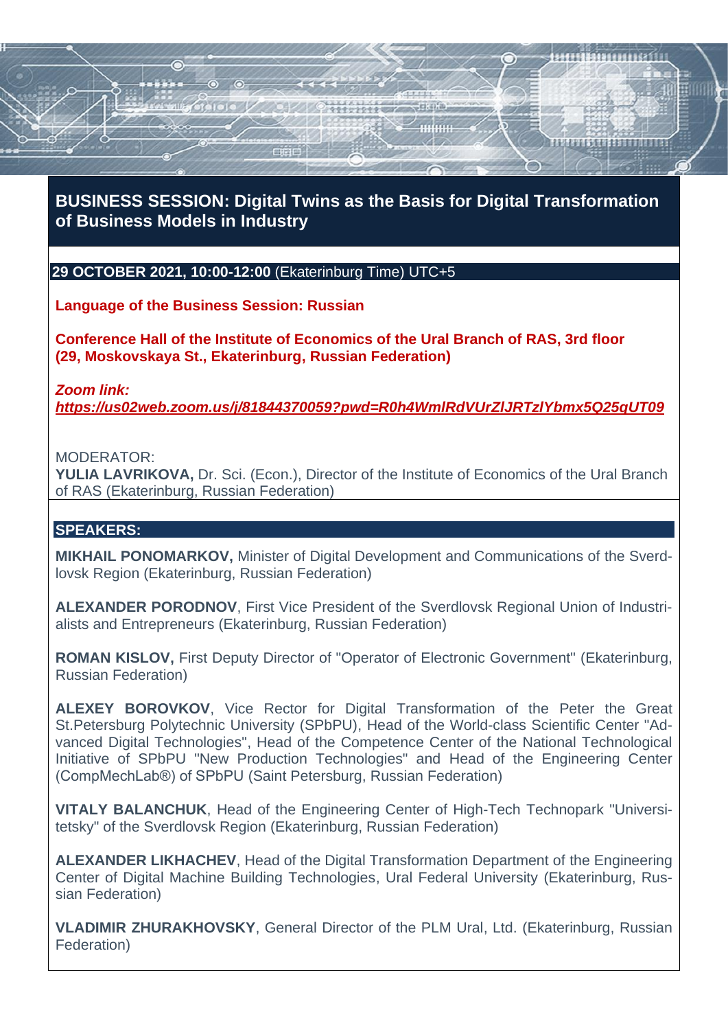## BUSINESS SESSION: Digital Twins as the Basis for Digital Transformation of Business Models in Industry

**29 OCTOBER 2021, 10:00-12:00** (Ekaterinburg Time) UTC+5

**Language of the Business Session: Russian**

**Conference Hall of the Institute of Economics of the Ural Branch of RAS, 3rd floor (29, Moskovskaya St., Ekaterinburg, Russian Federation)**

***Zoom link:***
***https://us02web.zoom.us/j/81844370059?pwd=R0h4WmlRdVUrZlJRTzlYbmx5Q25qUT09***

MODERATOR:
**YULIA LAVRIKOVA,** Dr. Sci. (Econ.), Director of the Institute of Economics of the Ural Branch of RAS (Ekaterinburg, Russian Federation)

**SPEAKERS:**

**MIKHAIL PONOMARKOV,** Minister of Digital Development and Communications of the Sverdlovsk Region (Ekaterinburg, Russian Federation)

**ALEXANDER PORODNOV**, First Vice President of the Sverdlovsk Regional Union of Industrialists and Entrepreneurs (Ekaterinburg, Russian Federation)

**ROMAN KISLOV,** First Deputy Director of "Operator of Electronic Government" (Ekaterinburg, Russian Federation)

**ALEXEY BOROVKOV**, Vice Rector for Digital Transformation of the Peter the Great St.Petersburg Polytechnic University (SPbPU), Head of the World-class Scientific Center "Advanced Digital Technologies", Head of the Competence Center of the National Technological Initiative of SPbPU "New Production Technologies" and Head of the Engineering Center (CompMechLab®) of SPbPU (Saint Petersburg, Russian Federation)

**VITALY BALANCHUK**, Head of the Engineering Center of High-Tech Technopark "Universitetsky" of the Sverdlovsk Region (Ekaterinburg, Russian Federation)

**ALEXANDER LIKHACHEV**, Head of the Digital Transformation Department of the Engineering Center of Digital Machine Building Technologies, Ural Federal University (Ekaterinburg, Russian Federation)

**VLADIMIR ZHURAKHOVSKY**, General Director of the PLM Ural, Ltd. (Ekaterinburg, Russian Federation)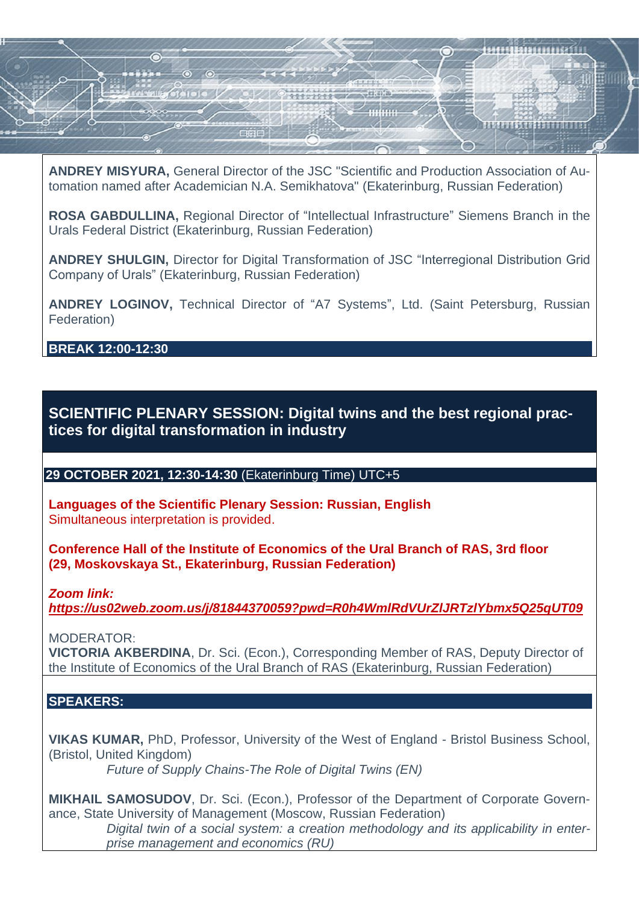**ANDREY MISYURA,** General Director of the JSC "Scientific and Production Association of Automation named after Academician N.A. Semikhatova" (Ekaterinburg, Russian Federation)

**ROSA GABDULLINA,** Regional Director of “Intellectual Infrastructure” Siemens Branch in the Urals Federal District (Ekaterinburg, Russian Federation)

**ANDREY SHULGIN,** Director for Digital Transformation of JSC “Interregional Distribution Grid Company of Urals” (Ekaterinburg, Russian Federation)

**ANDREY LOGINOV,** Technical Director of “A7 Systems”, Ltd. (Saint Petersburg, Russian Federation)

**BREAK 12:00-12:30**

## SCIENTIFIC PLENARY SESSION: Digital twins and the best regional practices for digital transformation in industry

**29 OCTOBER 2021, 12:30-14:30** (Ekaterinburg Time) UTC+5

**Languages of the Scientific Plenary Session: Russian, English**
Simultaneous interpretation is provided.

**Conference Hall of the Institute of Economics of the Ural Branch of RAS, 3rd floor (29, Moskovskaya St., Ekaterinburg, Russian Federation)**

***Zoom link:***
***https://us02web.zoom.us/j/81844370059?pwd=R0h4WmlRdVUrZlJRTzlYbmx5Q25qUT09***

MODERATOR:
**VICTORIA AKBERDINA**, Dr. Sci. (Econ.), Corresponding Member of RAS, Deputy Director of the Institute of Economics of the Ural Branch of RAS (Ekaterinburg, Russian Federation)

**SPEAKERS:**

**VIKAS KUMAR,** PhD, Professor, University of the West of England - Bristol Business School, (Bristol, United Kingdom)
*Future of Supply Chains-The Role of Digital Twins (EN)*

**MIKHAIL SAMOSUDOV**, Dr. Sci. (Econ.), Professor of the Department of Corporate Governance, State University of Management (Moscow, Russian Federation)
*Digital twin of a social system: a creation methodology and its applicability in enterprise management and economics (RU)*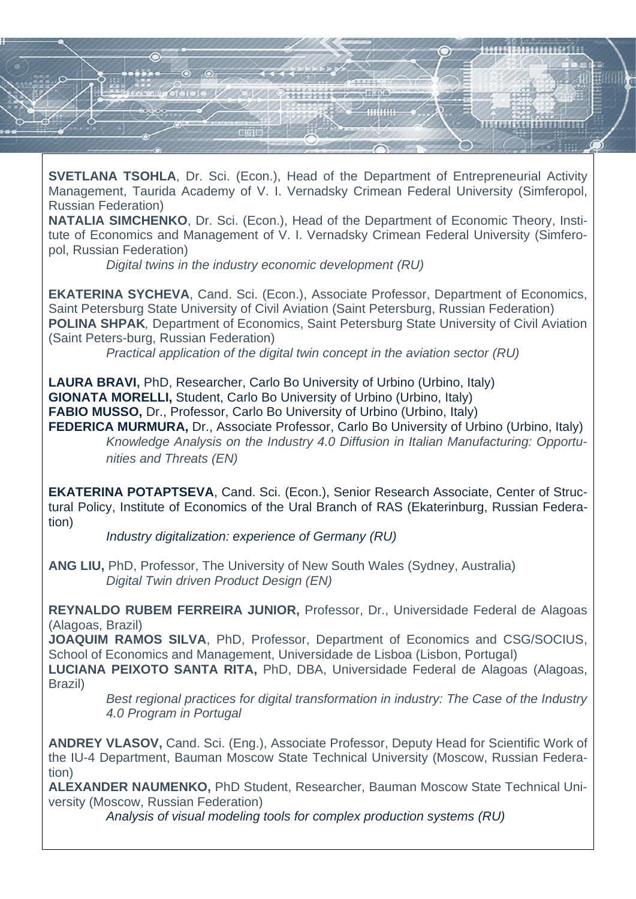**SVETLANA TSOHLA**, Dr. Sci. (Econ.), Head of the Department of Entrepreneurial Activity Management, Taurida Academy of V. I. Vernadsky Crimean Federal University (Simferopol, Russian Federation)
**NATALIA SIMCHENKO**, Dr. Sci. (Econ.), Head of the Department of Economic Theory, Institute of Economics and Management of V. I. Vernadsky Crimean Federal University (Simferopol, Russian Federation)

*Digital twins in the industry economic development (RU)*

**EKATERINA SYCHEVA**, Cand. Sci. (Econ.), Associate Professor, Department of Economics, Saint Petersburg State University of Civil Aviation (Saint Petersburg, Russian Federation)
**POLINA SHPAK**, Department of Economics, Saint Petersburg State University of Civil Aviation (Saint Peters-burg, Russian Federation)

*Practical application of the digital twin concept in the aviation sector (RU)*

**LAURA BRAVI,** PhD, Researcher, Carlo Bo University of Urbino (Urbino, Italy)
**GIONATA MORELLI,** Student, Carlo Bo University of Urbino (Urbino, Italy)
**FABIO MUSSO,** Dr., Professor, Carlo Bo University of Urbino (Urbino, Italy)
**FEDERICA MURMURA,** Dr., Associate Professor, Carlo Bo University of Urbino (Urbino, Italy)

*Knowledge Analysis on the Industry 4.0 Diffusion in Italian Manufacturing: Opportunities and Threats (EN)*

**EKATERINA POTAPTSEVA**, Cand. Sci. (Econ.), Senior Research Associate, Center of Structural Policy, Institute of Economics of the Ural Branch of RAS (Ekaterinburg, Russian Federation)

*Industry digitalization: experience of Germany (RU)*

**ANG LIU,** PhD, Professor, The University of New South Wales (Sydney, Australia)

*Digital Twin driven Product Design (EN)*

**REYNALDO RUBEM FERREIRA JUNIOR,** Professor, Dr., Universidade Federal de Alagoas (Alagoas, Brazil)
**JOAQUIM RAMOS SILVA**, PhD, Professor, Department of Economics and CSG/SOCIUS, School of Economics and Management, Universidade de Lisboa (Lisbon, Portugal)
**LUCIANA PEIXOTO SANTA RITA,** PhD, DBA, Universidade Federal de Alagoas (Alagoas, Brazil)

*Best regional practices for digital transformation in industry: The Case of the Industry 4.0 Program in Portugal*

**ANDREY VLASOV,** Cand. Sci. (Eng.), Associate Professor, Deputy Head for Scientific Work of the IU-4 Department, Bauman Moscow State Technical University (Moscow, Russian Federation)
**ALEXANDER NAUMENKO,** PhD Student, Researcher, Bauman Moscow State Technical University (Moscow, Russian Federation)

*Analysis of visual modeling tools for complex production systems (RU)*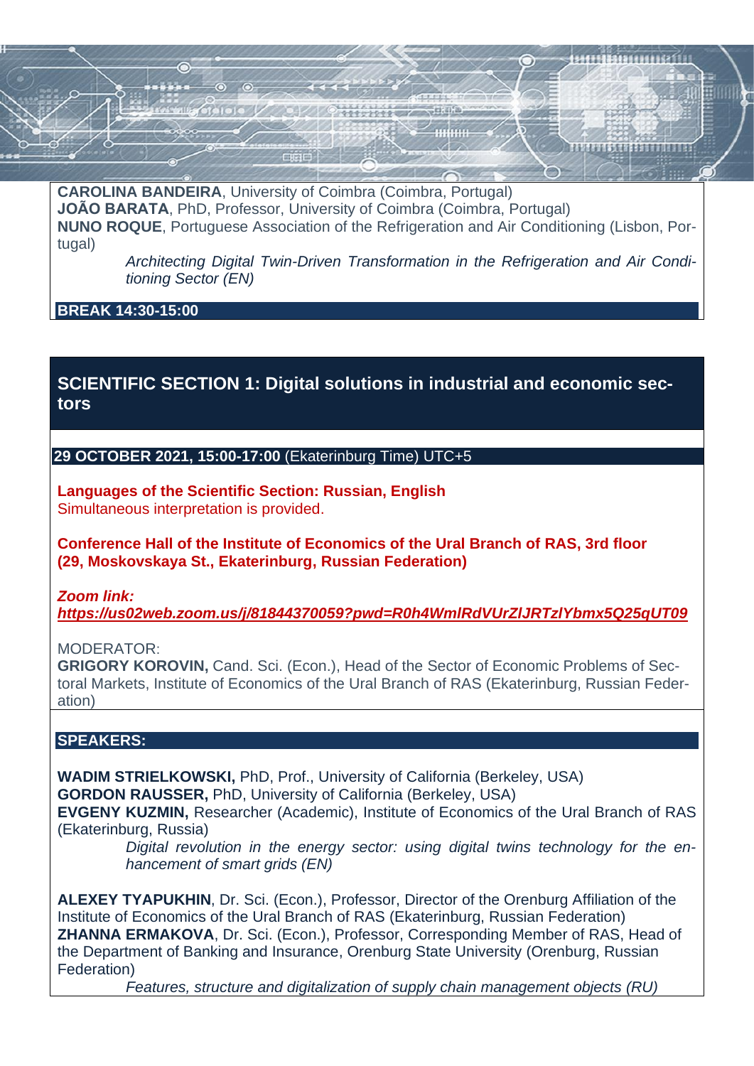**CAROLINA BANDEIRA**, University of Coimbra (Coimbra, Portugal)
**JOÃO BARATA**, PhD, Professor, University of Coimbra (Coimbra, Portugal)
**NUNO ROQUE**, Portuguese Association of the Refrigeration and Air Conditioning (Lisbon, Portugal)

*Architecting Digital Twin-Driven Transformation in the Refrigeration and Air Conditioning Sector (EN)*

**BREAK 14:30-15:00**

## SCIENTIFIC SECTION 1: Digital solutions in industrial and economic sectors

**29 OCTOBER 2021, 15:00-17:00** (Ekaterinburg Time) UTC+5

**Languages of the Scientific Section: Russian, English**
Simultaneous interpretation is provided.

**Conference Hall of the Institute of Economics of the Ural Branch of RAS, 3rd floor (29, Moskovskaya St., Ekaterinburg, Russian Federation)**

***Zoom link:***
***https://us02web.zoom.us/j/81844370059?pwd=R0h4WmlRdVUrZlJRTzlYbmx5Q25qUT09***

MODERATOR:
**GRIGORY KOROVIN,** Cand. Sci. (Econ.), Head of the Sector of Economic Problems of Sectoral Markets, Institute of Economics of the Ural Branch of RAS (Ekaterinburg, Russian Federation)

**SPEAKERS:**

**WADIM STRIELKOWSKI,** PhD, Prof., University of California (Berkeley, USA)
**GORDON RAUSSER,** PhD, University of California (Berkeley, USA)
**EVGENY KUZMIN,** Researcher (Academic), Institute of Economics of the Ural Branch of RAS (Ekaterinburg, Russia)

*Digital revolution in the energy sector: using digital twins technology for the enhancement of smart grids (EN)*

**ALEXEY TYAPUKHIN**, Dr. Sci. (Econ.), Professor, Director of the Orenburg Affiliation of the Institute of Economics of the Ural Branch of RAS (Ekaterinburg, Russian Federation)
**ZHANNA ERMAKOVA**, Dr. Sci. (Econ.), Professor, Corresponding Member of RAS, Head of the Department of Banking and Insurance, Orenburg State University (Orenburg, Russian Federation)

*Features, structure and digitalization of supply chain management objects (RU)*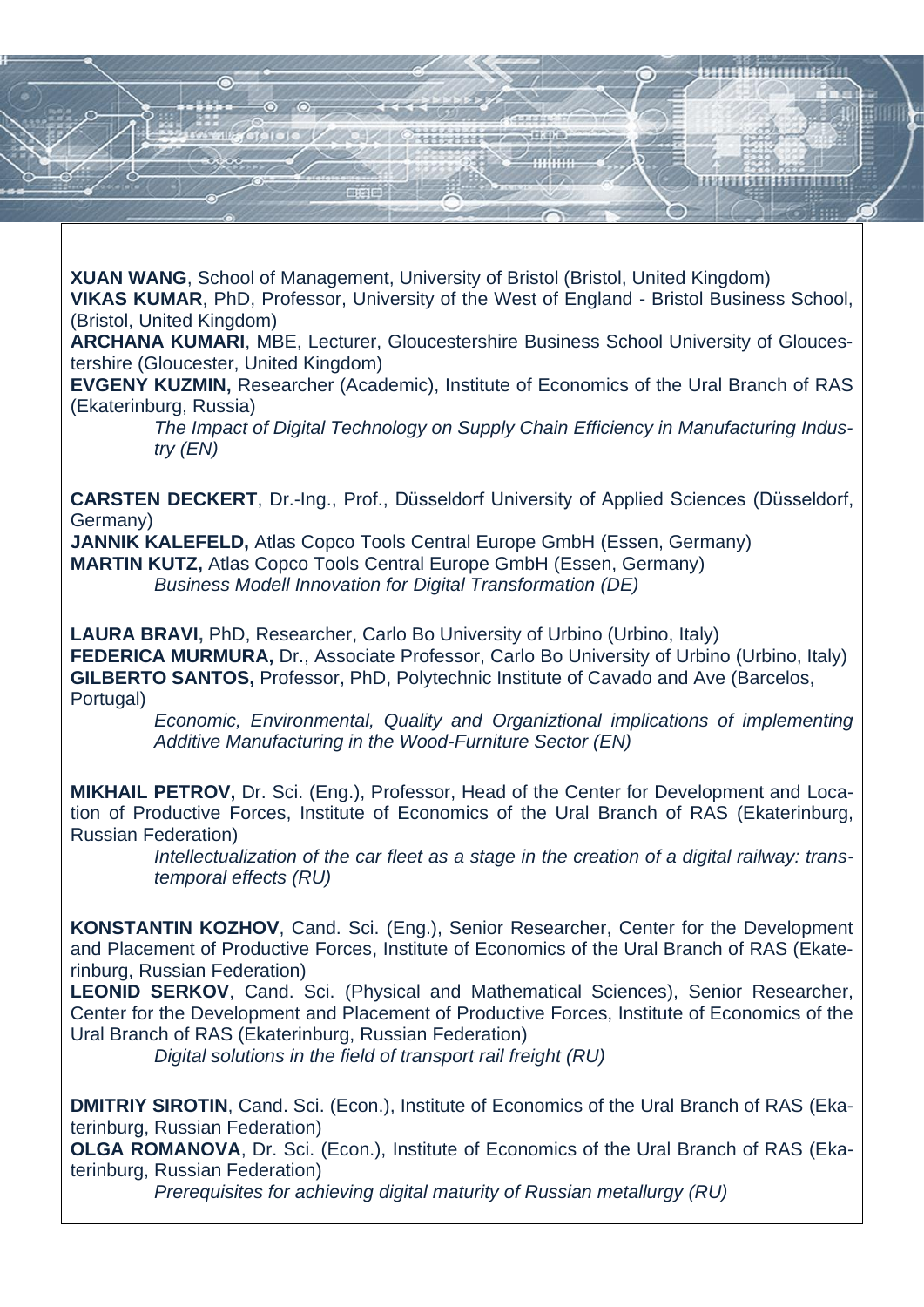**XUAN WANG**, School of Management, University of Bristol (Bristol, United Kingdom)
**VIKAS KUMAR**, PhD, Professor, University of the West of England - Bristol Business School, (Bristol, United Kingdom)
**ARCHANA KUMARI**, MBE, Lecturer, Gloucestershire Business School University of Gloucestershire (Gloucester, United Kingdom)
**EVGENY KUZMIN,** Researcher (Academic), Institute of Economics of the Ural Branch of RAS (Ekaterinburg, Russia)

*The Impact of Digital Technology on Supply Chain Efficiency in Manufacturing Industry (EN)*

**CARSTEN DECKERT**, Dr.-Ing., Prof., Düsseldorf University of Applied Sciences (Düsseldorf, Germany)
**JANNIK KALEFELD,** Atlas Copco Tools Central Europe GmbH (Essen, Germany)
**MARTIN KUTZ,** Atlas Copco Tools Central Europe GmbH (Essen, Germany)

*Business Modell Innovation for Digital Transformation (DE)*

**LAURA BRAVI,** PhD, Researcher, Carlo Bo University of Urbino (Urbino, Italy)
**FEDERICA MURMURA,** Dr., Associate Professor, Carlo Bo University of Urbino (Urbino, Italy)
**GILBERTO SANTOS,** Professor, PhD, Polytechnic Institute of Cavado and Ave (Barcelos, Portugal)

*Economic, Environmental, Quality and Organiztional implications of implementing Additive Manufacturing in the Wood-Furniture Sector (EN)*

**MIKHAIL PETROV,** Dr. Sci. (Eng.), Professor, Head of the Center for Development and Location of Productive Forces, Institute of Economics of the Ural Branch of RAS (Ekaterinburg, Russian Federation)

*Intellectualization of the car fleet as a stage in the creation of a digital railway: transtemporal effects (RU)*

**KONSTANTIN KOZHOV**, Cand. Sci. (Eng.), Senior Researcher, Center for the Development and Placement of Productive Forces, Institute of Economics of the Ural Branch of RAS (Ekaterinburg, Russian Federation)
**LEONID SERKOV**, Cand. Sci. (Physical and Mathematical Sciences), Senior Researcher, Center for the Development and Placement of Productive Forces, Institute of Economics of the Ural Branch of RAS (Ekaterinburg, Russian Federation)

*Digital solutions in the field of transport rail freight (RU)*

**DMITRIY SIROTIN**, Cand. Sci. (Econ.), Institute of Economics of the Ural Branch of RAS (Ekaterinburg, Russian Federation)
**OLGA ROMANOVA**, Dr. Sci. (Econ.), Institute of Economics of the Ural Branch of RAS (Ekaterinburg, Russian Federation)

*Prerequisites for achieving digital maturity of Russian metallurgy (RU)*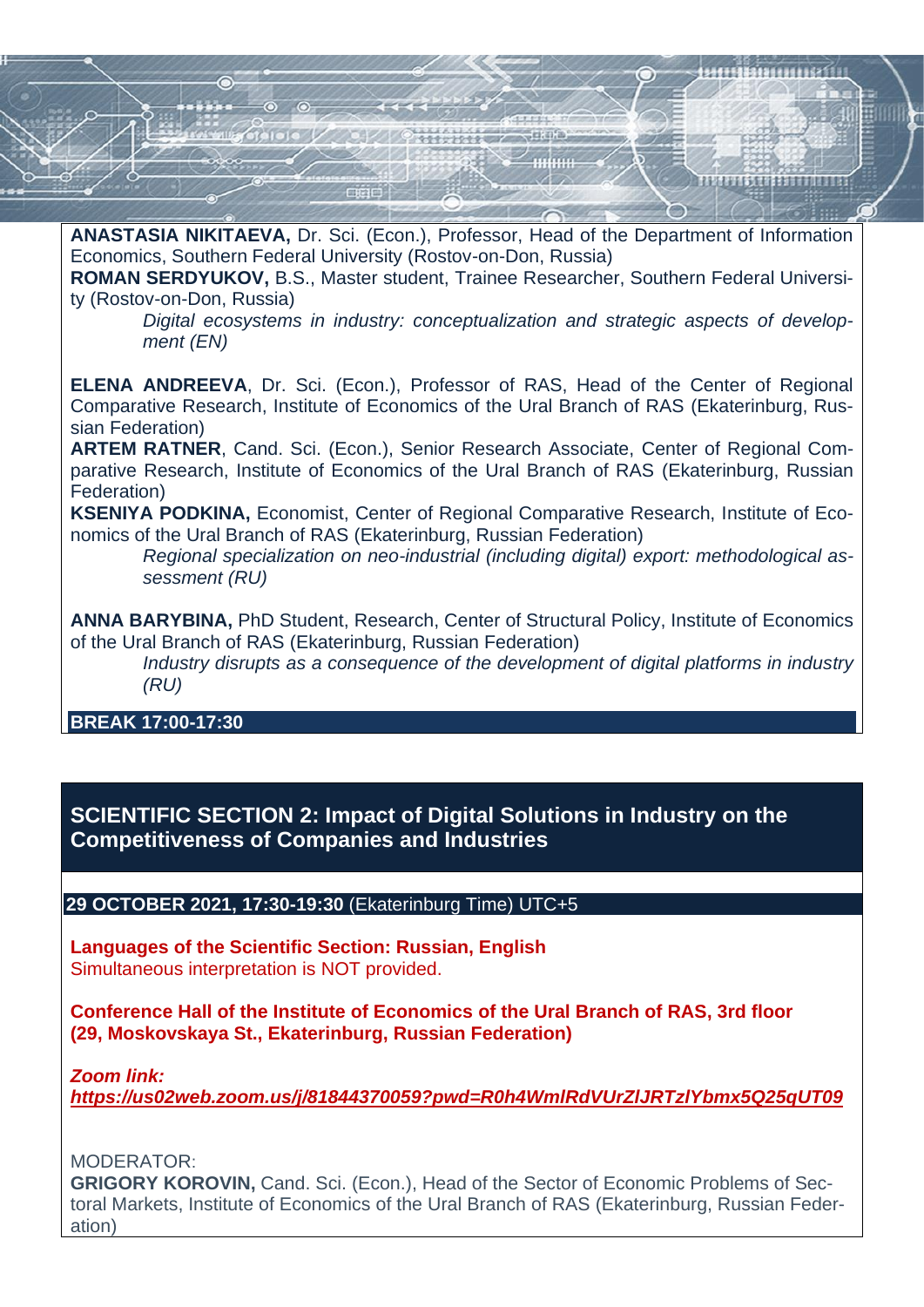**ANASTASIA NIKITAEVA,** Dr. Sci. (Econ.), Professor, Head of the Department of Information Economics, Southern Federal University (Rostov-on-Don, Russia)
**ROMAN SERDYUKOV,** B.S., Master student, Trainee Researcher, Southern Federal University (Rostov-on-Don, Russia)

*Digital ecosystems in industry: conceptualization and strategic aspects of development (EN)*

**ELENA ANDREEVA**, Dr. Sci. (Econ.), Professor of RAS, Head of the Center of Regional Comparative Research, Institute of Economics of the Ural Branch of RAS (Ekaterinburg, Russian Federation)
**ARTEM RATNER**, Cand. Sci. (Econ.), Senior Research Associate, Center of Regional Comparative Research, Institute of Economics of the Ural Branch of RAS (Ekaterinburg, Russian Federation)
**KSENIYA PODKINA,** Economist, Center of Regional Comparative Research, Institute of Economics of the Ural Branch of RAS (Ekaterinburg, Russian Federation)

*Regional specialization on neo-industrial (including digital) export: methodological assessment (RU)*

**ANNA BARYBINA,** PhD Student, Research, Center of Structural Policy, Institute of Economics of the Ural Branch of RAS (Ekaterinburg, Russian Federation)

*Industry disrupts as a consequence of the development of digital platforms in industry (RU)*

**BREAK 17:00-17:30**

## SCIENTIFIC SECTION 2: Impact of Digital Solutions in Industry on the Competitiveness of Companies and Industries

**29 OCTOBER 2021, 17:30-19:30** (Ekaterinburg Time) UTC+5

**Languages of the Scientific Section: Russian, English**
Simultaneous interpretation is NOT provided.

**Conference Hall of the Institute of Economics of the Ural Branch of RAS, 3rd floor (29, Moskovskaya St., Ekaterinburg, Russian Federation)**

***Zoom link:***
***https://us02web.zoom.us/j/81844370059?pwd=R0h4WmlRdVUrZlJRTzlYbmx5Q25qUT09***

MODERATOR:
**GRIGORY KOROVIN,** Cand. Sci. (Econ.), Head of the Sector of Economic Problems of Sectoral Markets, Institute of Economics of the Ural Branch of RAS (Ekaterinburg, Russian Federation)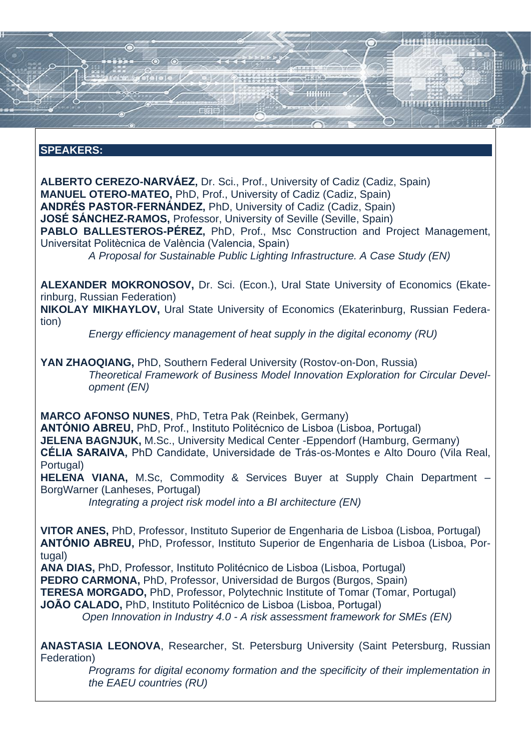## SPEAKERS:

**ALBERTO CEREZO-NARVÁEZ,** Dr. Sci., Prof., University of Cadiz (Cadiz, Spain)
**MANUEL OTERO-MATEO,** PhD, Prof., University of Cadiz (Cadiz, Spain)
**ANDRÉS PASTOR-FERNÁNDEZ,** PhD, University of Cadiz (Cadiz, Spain)
**JOSÉ SÁNCHEZ-RAMOS,** Professor, University of Seville (Seville, Spain)
**PABLO BALLESTEROS-PÉREZ,** PhD, Prof., Msc Construction and Project Management, Universitat Politècnica de València (Valencia, Spain)

*A Proposal for Sustainable Public Lighting Infrastructure. A Case Study (EN)*

**ALEXANDER MOKRONOSOV,** Dr. Sci. (Econ.), Ural State University of Economics (Ekaterinburg, Russian Federation)
**NIKOLAY MIKHAYLOV,** Ural State University of Economics (Ekaterinburg, Russian Federation)

*Energy efficiency management of heat supply in the digital economy (RU)*

**YAN ZHAOQIANG,** PhD, Southern Federal University (Rostov-on-Don, Russia)

*Theoretical Framework of Business Model Innovation Exploration for Circular Development (EN)*

**MARCO AFONSO NUNES**, PhD, Tetra Pak (Reinbek, Germany)
**ANTÓNIO ABREU,** PhD, Prof., Instituto Politécnico de Lisboa (Lisboa, Portugal)
**JELENA BAGNJUK,** M.Sc., University Medical Center -Eppendorf (Hamburg, Germany)
**CÉLIA SARAIVA,** PhD Candidate, Universidade de Trás-os-Montes e Alto Douro (Vila Real, Portugal)
**HELENA VIANA,** M.Sc, Commodity & Services Buyer at Supply Chain Department – BorgWarner (Lanheses, Portugal)

*Integrating a project risk model into a BI architecture (EN)*

**VITOR ANES,** PhD, Professor, Instituto Superior de Engenharia de Lisboa (Lisboa, Portugal)
**ANTÓNIO ABREU,** PhD, Professor, Instituto Superior de Engenharia de Lisboa (Lisboa, Portugal)
**ANA DIAS,** PhD, Professor, Instituto Politécnico de Lisboa (Lisboa, Portugal)
**PEDRO CARMONA,** PhD, Professor, Universidad de Burgos (Burgos, Spain)
**TERESA MORGADO,** PhD, Professor, Polytechnic Institute of Tomar (Tomar, Portugal)
**JOÃO CALADO,** PhD, Instituto Politécnico de Lisboa (Lisboa, Portugal)

*Open Innovation in Industry 4.0 - A risk assessment framework for SMEs (EN)*

**ANASTASIA LEONOVA**, Researcher, St. Petersburg University (Saint Petersburg, Russian Federation)

*Programs for digital economy formation and the specificity of their implementation in the EAEU countries (RU)*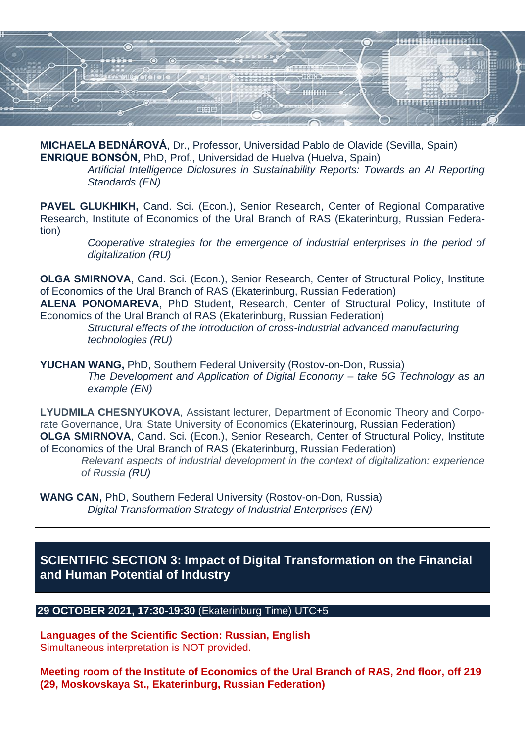**MICHAELA BEDNÁROVÁ**, Dr., Professor, Universidad Pablo de Olavide (Sevilla, Spain)
**ENRIQUE BONSÓN,** PhD, Prof., Universidad de Huelva (Huelva, Spain)

*Artificial Intelligence Diclosures in Sustainability Reports: Towards an AI Reporting Standards (EN)*

**PAVEL GLUKHIKH,** Cand. Sci. (Econ.), Senior Research, Center of Regional Comparative Research, Institute of Economics of the Ural Branch of RAS (Ekaterinburg, Russian Federation)

*Cooperative strategies for the emergence of industrial enterprises in the period of digitalization (RU)*

**OLGA SMIRNOVA**, Cand. Sci. (Econ.), Senior Research, Center of Structural Policy, Institute of Economics of the Ural Branch of RAS (Ekaterinburg, Russian Federation)
**ALENA PONOMAREVA**, PhD Student, Research, Center of Structural Policy, Institute of Economics of the Ural Branch of RAS (Ekaterinburg, Russian Federation)

*Structural effects of the introduction of cross-industrial advanced manufacturing technologies (RU)*

**YUCHAN WANG,** PhD, Southern Federal University (Rostov-on-Don, Russia)

*The Development and Application of Digital Economy – take 5G Technology as an example (EN)*

**LYUDMILA CHESNYUKOVA***,* Assistant lecturer, Department of Economic Theory and Corporate Governance, Ural State University of Economics (Ekaterinburg, Russian Federation)
**OLGA SMIRNOVA**, Cand. Sci. (Econ.), Senior Research, Center of Structural Policy, Institute of Economics of the Ural Branch of RAS (Ekaterinburg, Russian Federation)

*Relevant aspects of industrial development in the context of digitalization: experience of Russia (RU)*

**WANG CAN,** PhD, Southern Federal University (Rostov-on-Don, Russia)

*Digital Transformation Strategy of Industrial Enterprises (EN)*

## SCIENTIFIC SECTION 3: Impact of Digital Transformation on the Financial and Human Potential of Industry

**29 OCTOBER 2021, 17:30-19:30** (Ekaterinburg Time) UTC+5

**Languages of the Scientific Section: Russian, English**
Simultaneous interpretation is NOT provided.

**Meeting room of the Institute of Economics of the Ural Branch of RAS, 2nd floor, off 219 (29, Moskovskaya St., Ekaterinburg, Russian Federation)**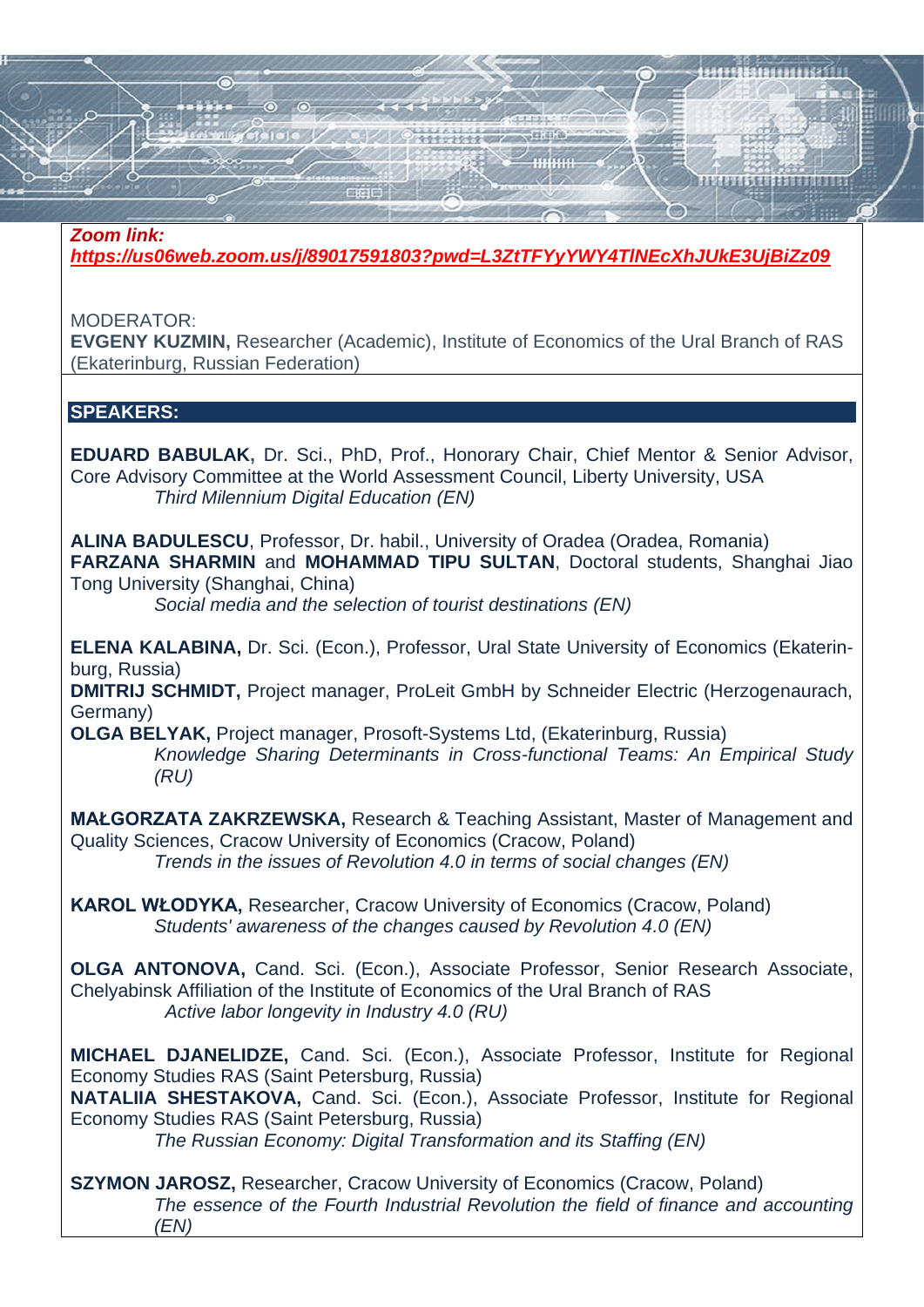***Zoom link:***
***https://us06web.zoom.us/j/89017591803?pwd=L3ZtTFYyYWY4TlNEcXhJUkE3UjBiZz09***

MODERATOR:
**EVGENY KUZMIN,** Researcher (Academic), Institute of Economics of the Ural Branch of RAS (Ekaterinburg, Russian Federation)

## SPEAKERS:

**EDUARD BABULAK,** Dr. Sci., PhD, Prof., Honorary Chair, Chief Mentor & Senior Advisor, Core Advisory Committee at the World Assessment Council, Liberty University, USA
*Third Millennium Digital Education (EN)*

**ALINA BADULESCU**, Professor, Dr. habil., University of Oradea (Oradea, Romania)
**FARZANA SHARMIN** and **MOHAMMAD TIPU SULTAN**, Doctoral students, Shanghai Jiao Tong University (Shanghai, China)
*Social media and the selection of tourist destinations (EN)*

**ELENA KALABINA,** Dr. Sci. (Econ.), Professor, Ural State University of Economics (Ekaterinburg, Russia)
**DMITRIJ SCHMIDT,** Project manager, ProLeit GmbH by Schneider Electric (Herzogenaurach, Germany)
**OLGA BELYAK,** Project manager, Prosoft-Systems Ltd, (Ekaterinburg, Russia)
*Knowledge Sharing Determinants in Cross-functional Teams: An Empirical Study (RU)*

**MAŁGORZATA ZAKRZEWSKA,** Research & Teaching Assistant, Master of Management and Quality Sciences, Cracow University of Economics (Cracow, Poland)
*Trends in the issues of Revolution 4.0 in terms of social changes (EN)*

**KAROL WŁODYKA,** Researcher, Cracow University of Economics (Cracow, Poland)
*Students' awareness of the changes caused by Revolution 4.0 (EN)*

**OLGA ANTONOVA,** Cand. Sci. (Econ.), Associate Professor, Senior Research Associate, Chelyabinsk Affiliation of the Institute of Economics of the Ural Branch of RAS
*Active labor longevity in Industry 4.0 (RU)*

**MICHAEL DJANELIDZE,** Cand. Sci. (Econ.), Associate Professor, Institute for Regional Economy Studies RAS (Saint Petersburg, Russia)
**NATALIIA SHESTAKOVA,** Cand. Sci. (Econ.), Associate Professor, Institute for Regional Economy Studies RAS (Saint Petersburg, Russia)
*The Russian Economy: Digital Transformation and its Staffing (EN)*

**SZYMON JAROSZ,** Researcher, Cracow University of Economics (Cracow, Poland)
*The essence of the Fourth Industrial Revolution the field of finance and accounting (EN)*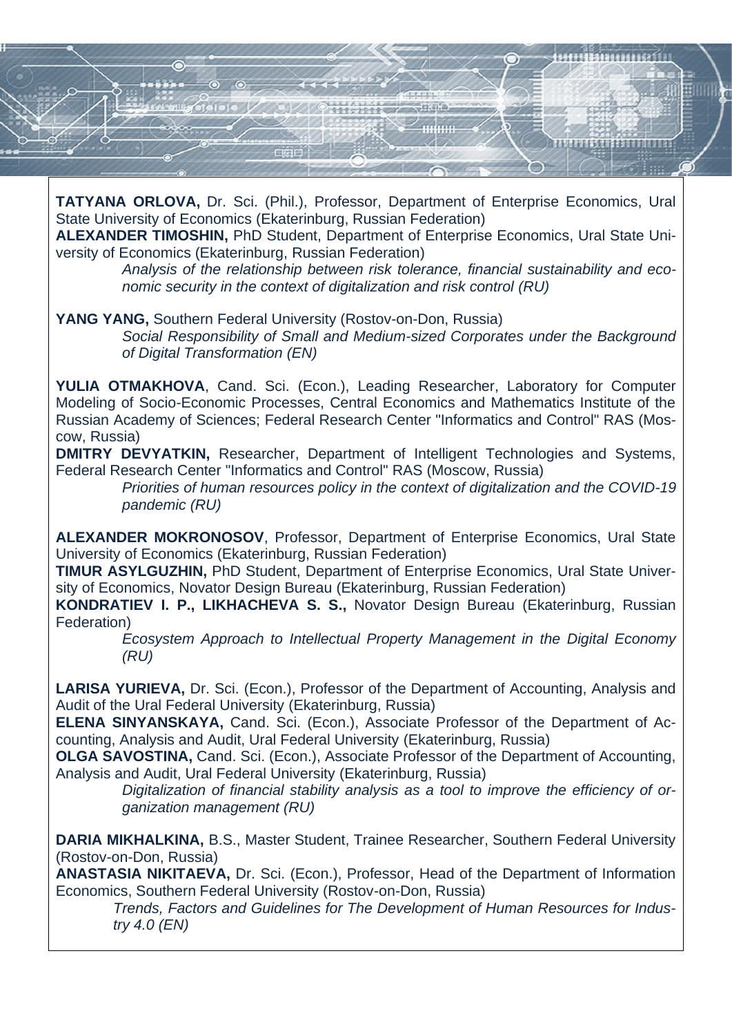**TATYANA ORLOVA,** Dr. Sci. (Phil.), Professor, Department of Enterprise Economics, Ural State University of Economics (Ekaterinburg, Russian Federation)
**ALEXANDER TIMOSHIN,** PhD Student, Department of Enterprise Economics, Ural State University of Economics (Ekaterinburg, Russian Federation)

> *Analysis of the relationship between risk tolerance, financial sustainability and economic security in the context of digitalization and risk control (RU)*

**YANG YANG,** Southern Federal University (Rostov-on-Don, Russia)

> *Social Responsibility of Small and Medium-sized Corporates under the Background of Digital Transformation (EN)*

**YULIA OTMAKHOVA**, Cand. Sci. (Econ.), Leading Researcher, Laboratory for Computer Modeling of Socio-Economic Processes, Central Economics and Mathematics Institute of the Russian Academy of Sciences; Federal Research Center "Informatics and Control" RAS (Moscow, Russia)
**DMITRY DEVYATKIN,** Researcher, Department of Intelligent Technologies and Systems, Federal Research Center "Informatics and Control" RAS (Moscow, Russia)

> *Priorities of human resources policy in the context of digitalization and the COVID-19 pandemic (RU)*

**ALEXANDER MOKRONOSOV**, Professor, Department of Enterprise Economics, Ural State University of Economics (Ekaterinburg, Russian Federation)
**TIMUR ASYLGUZHIN,** PhD Student, Department of Enterprise Economics, Ural State University of Economics, Novator Design Bureau (Ekaterinburg, Russian Federation)
**KONDRATIEV I. P., LIKHACHEVA S. S.,** Novator Design Bureau (Ekaterinburg, Russian Federation)

> *Ecosystem Approach to Intellectual Property Management in the Digital Economy (RU)*

**LARISA YURIEVA,** Dr. Sci. (Econ.), Professor of the Department of Accounting, Analysis and Audit of the Ural Federal University (Ekaterinburg, Russia)
**ELENA SINYANSKAYA,** Cand. Sci. (Econ.), Associate Professor of the Department of Accounting, Analysis and Audit, Ural Federal University (Ekaterinburg, Russia)
**OLGA SAVOSTINA,** Cand. Sci. (Econ.), Associate Professor of the Department of Accounting, Analysis and Audit, Ural Federal University (Ekaterinburg, Russia)

> *Digitalization of financial stability analysis as a tool to improve the efficiency of organization management (RU)*

**DARIA MIKHALKINA,** B.S., Master Student, Trainee Researcher, Southern Federal University (Rostov-on-Don, Russia)
**ANASTASIA NIKITAEVA,** Dr. Sci. (Econ.), Professor, Head of the Department of Information Economics, Southern Federal University (Rostov-on-Don, Russia)

> *Trends, Factors and Guidelines for The Development of Human Resources for Industry 4.0 (EN)*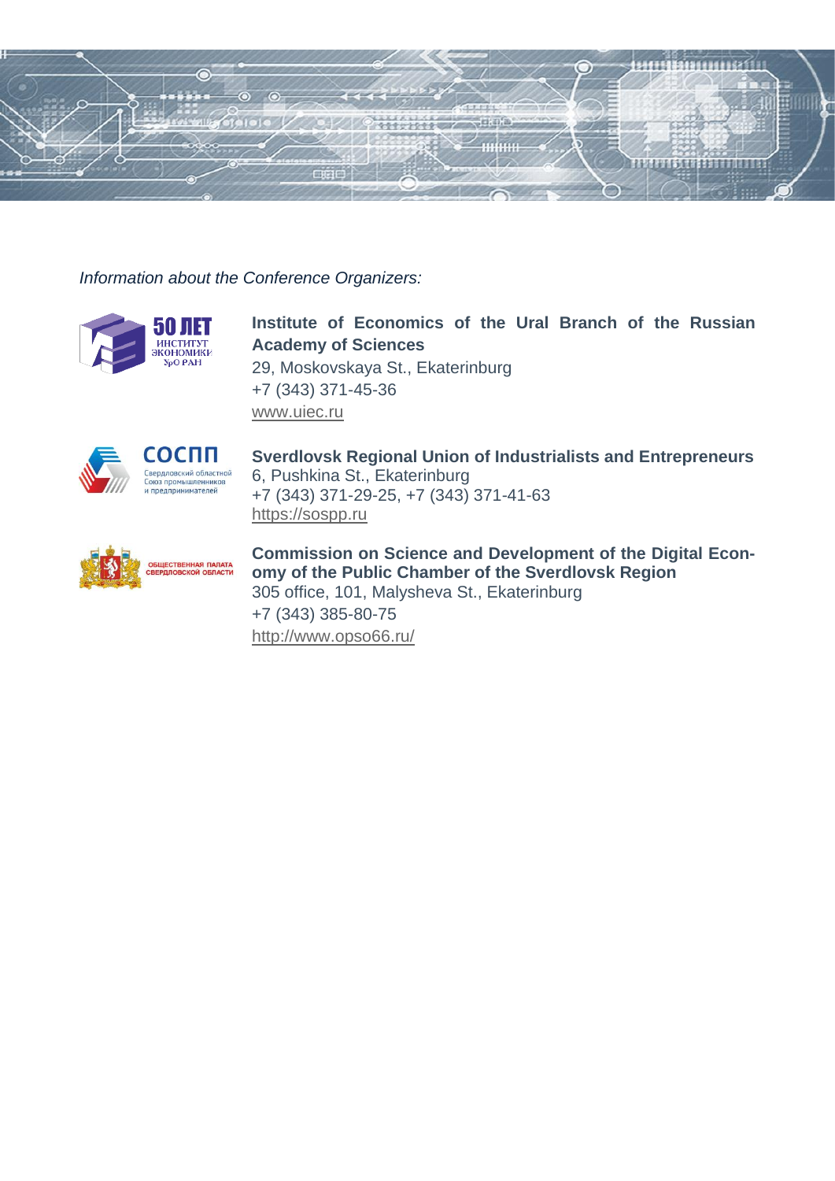*Information about the Conference Organizers:*

**Institute of Economics of the Ural Branch of the Russian Academy of Sciences**
29, Moskovskaya St., Ekaterinburg
+7 (343) 371-45-36
www.uiec.ru

**Sverdlovsk Regional Union of Industrialists and Entrepreneurs**
6, Pushkina St., Ekaterinburg
+7 (343) 371-29-25, +7 (343) 371-41-63
https://sospp.ru

**Commission on Science and Development of the Digital Economy of the Public Chamber of the Sverdlovsk Region**
305 office, 101, Malysheva St., Ekaterinburg
+7 (343) 385-80-75
http://www.opso66.ru/